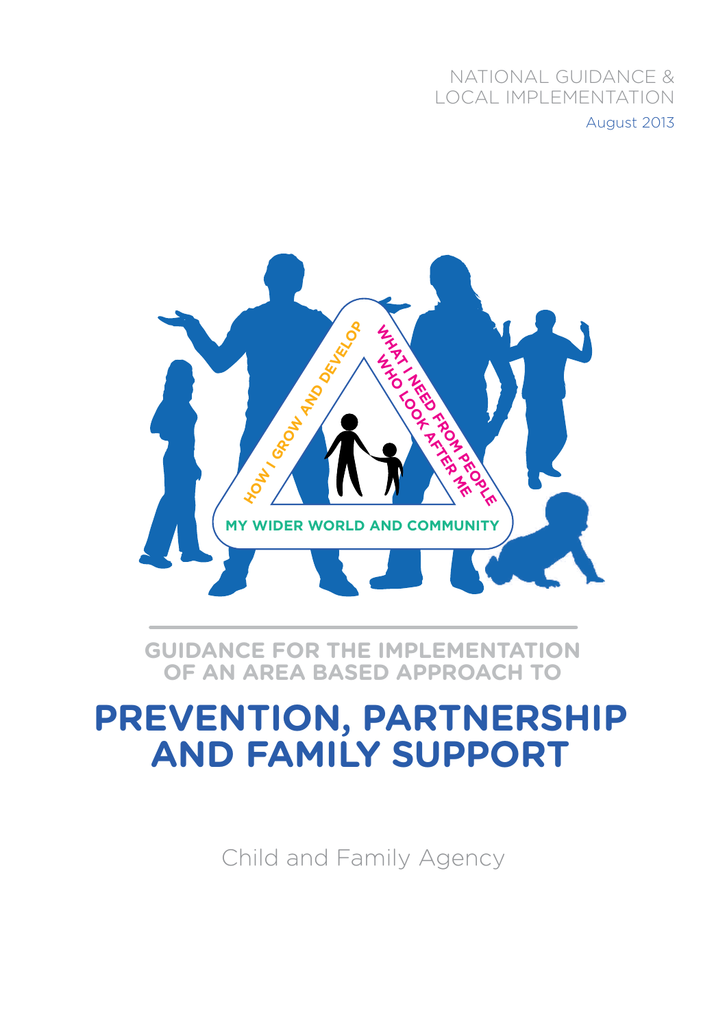NATIONAL GUIDANCE &
LOCAL IMPLEMENTATION

August 2013

HOW I GROW AND DEVELOP

WHAT I NEED FROM PEOPLE WHO LOOK AFTER ME

MY WIDER WORLD AND COMMUNITY

## GUIDANCE FOR THE IMPLEMENTATION OF AN AREA BASED APPROACH TO

# PREVENTION, PARTNERSHIP AND FAMILY SUPPORT

Child and Family Agency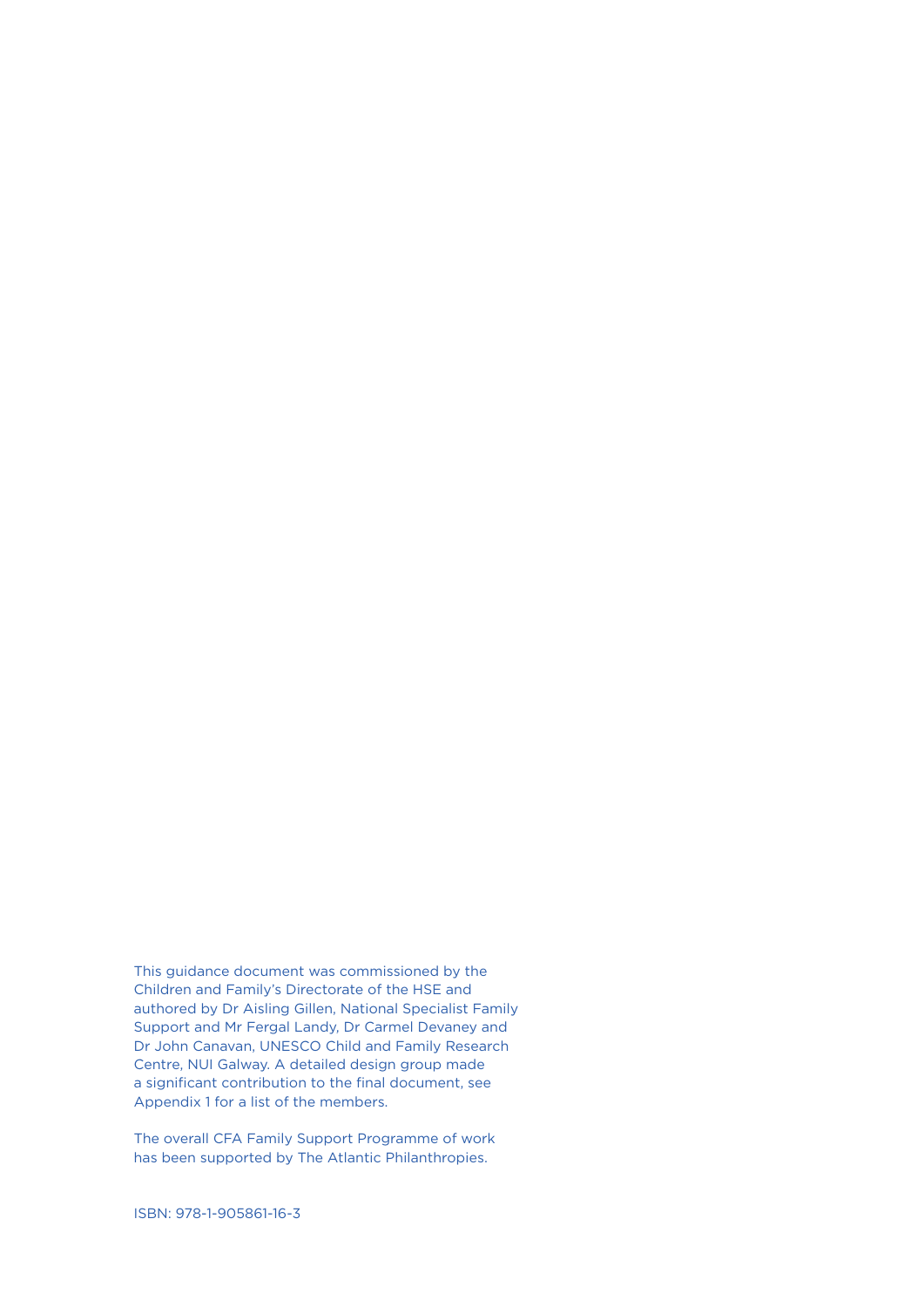This guidance document was commissioned by the Children and Family's Directorate of the HSE and authored by Dr Aisling Gillen, National Specialist Family Support and Mr Fergal Landy, Dr Carmel Devaney and Dr John Canavan, UNESCO Child and Family Research Centre, NUI Galway. A detailed design group made a significant contribution to the final document, see Appendix 1 for a list of the members.

The overall CFA Family Support Programme of work has been supported by The Atlantic Philanthropies.

ISBN: 978-1-905861-16-3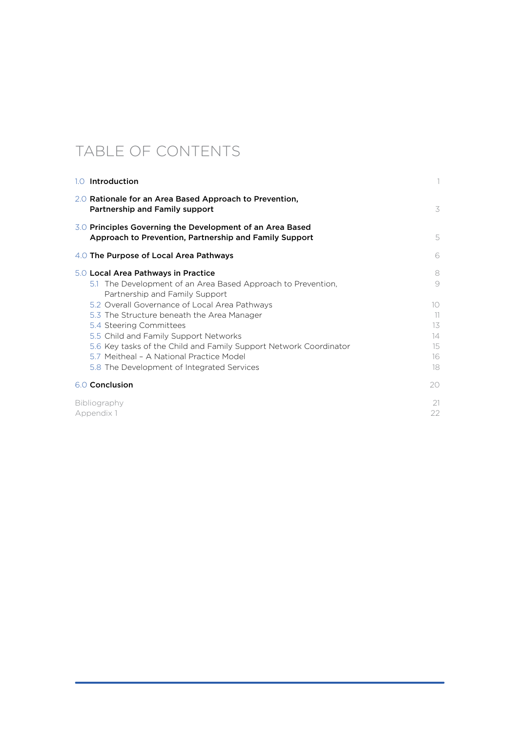# TABLE OF CONTENTS

| | |
|---|---|
| 1.0 **Introduction** | 1 |
| 2.0 **Rationale for an Area Based Approach to Prevention, Partnership and Family support** | 3 |
| 3.0 **Principles Governing the Development of an Area Based Approach to Prevention, Partnership and Family Support** | 5 |
| 4.0 **The Purpose of Local Area Pathways** | 6 |
| 5.0 **Local Area Pathways in Practice** | 8 |
| 5.1 The Development of an Area Based Approach to Prevention, Partnership and Family Support | 9 |
| 5.2 Overall Governance of Local Area Pathways | 10 |
| 5.3 The Structure beneath the Area Manager | 11 |
| 5.4 Steering Committees | 13 |
| 5.5 Child and Family Support Networks | 14 |
| 5.6 Key tasks of the Child and Family Support Network Coordinator | 15 |
| 5.7 Meitheal – A National Practice Model | 16 |
| 5.8 The Development of Integrated Services | 18 |
| 6.0 **Conclusion** | 20 |
| Bibliography | 21 |
| Appendix 1 | 22 |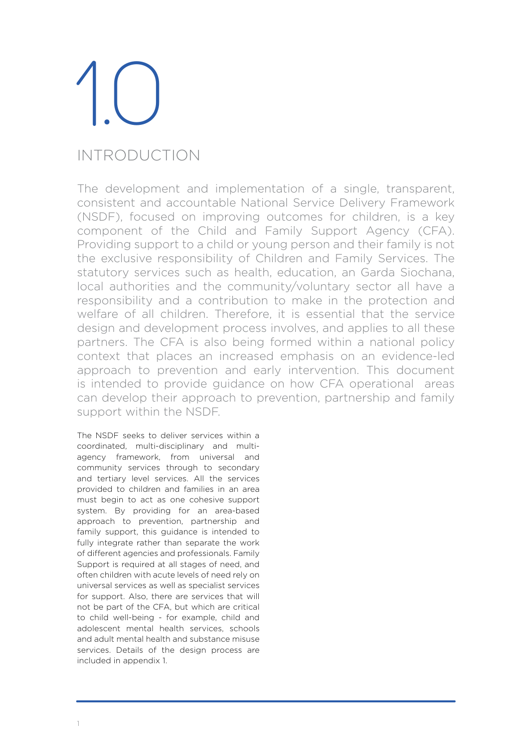# 1.0 INTRODUCTION

The development and implementation of a single, transparent, consistent and accountable National Service Delivery Framework (NSDF), focused on improving outcomes for children, is a key component of the Child and Family Support Agency (CFA). Providing support to a child or young person and their family is not the exclusive responsibility of Children and Family Services. The statutory services such as health, education, an Garda Siochana, local authorities and the community/voluntary sector all have a responsibility and a contribution to make in the protection and welfare of all children. Therefore, it is essential that the service design and development process involves, and applies to all these partners. The CFA is also being formed within a national policy context that places an increased emphasis on an evidence-led approach to prevention and early intervention. This document is intended to provide guidance on how CFA operational areas can develop their approach to prevention, partnership and family support within the NSDF.

The NSDF seeks to deliver services within a coordinated, multi-disciplinary and multi-agency framework, from universal and community services through to secondary and tertiary level services. All the services provided to children and families in an area must begin to act as one cohesive support system. By providing for an area-based approach to prevention, partnership and family support, this guidance is intended to fully integrate rather than separate the work of different agencies and professionals. Family Support is required at all stages of need, and often children with acute levels of need rely on universal services as well as specialist services for support. Also, there are services that will not be part of the CFA, but which are critical to child well-being - for example, child and adolescent mental health services, schools and adult mental health and substance misuse services. Details of the design process are included in appendix 1.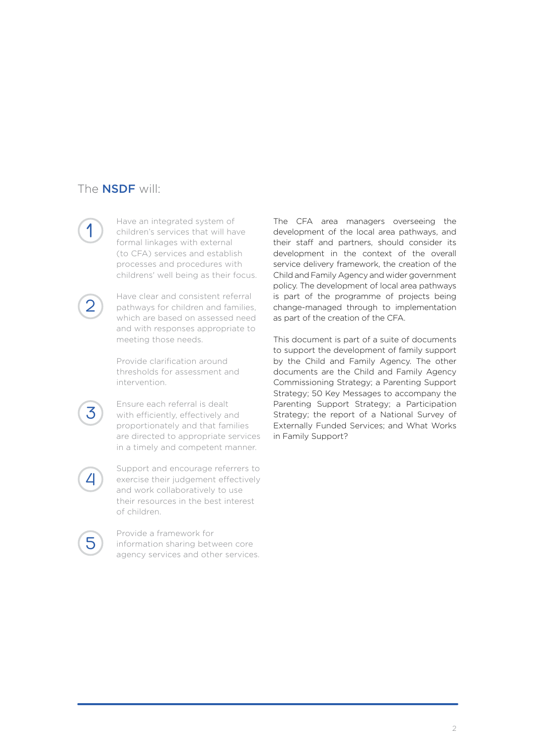## The **NSDF** will:

1. Have an integrated system of children's services that will have formal linkages with external (to CFA) services and establish processes and procedures with childrens' well being as their focus.

2. Have clear and consistent referral pathways for children and families, which are based on assessed need and with responses appropriate to meeting those needs.

   Provide clarification around thresholds for assessment and intervention.

3. Ensure each referral is dealt with efficiently, effectively and proportionately and that families are directed to appropriate services in a timely and competent manner.

4. Support and encourage referrers to exercise their judgement effectively and work collaboratively to use their resources in the best interest of children.

5. Provide a framework for information sharing between core agency services and other services.

The CFA area managers overseeing the development of the local area pathways, and their staff and partners, should consider its development in the context of the overall service delivery framework, the creation of the Child and Family Agency and wider government policy. The development of local area pathways is part of the programme of projects being change-managed through to implementation as part of the creation of the CFA.

This document is part of a suite of documents to support the development of family support by the Child and Family Agency. The other documents are the Child and Family Agency Commissioning Strategy; a Parenting Support Strategy; 50 Key Messages to accompany the Parenting Support Strategy; a Participation Strategy; the report of a National Survey of Externally Funded Services; and What Works in Family Support?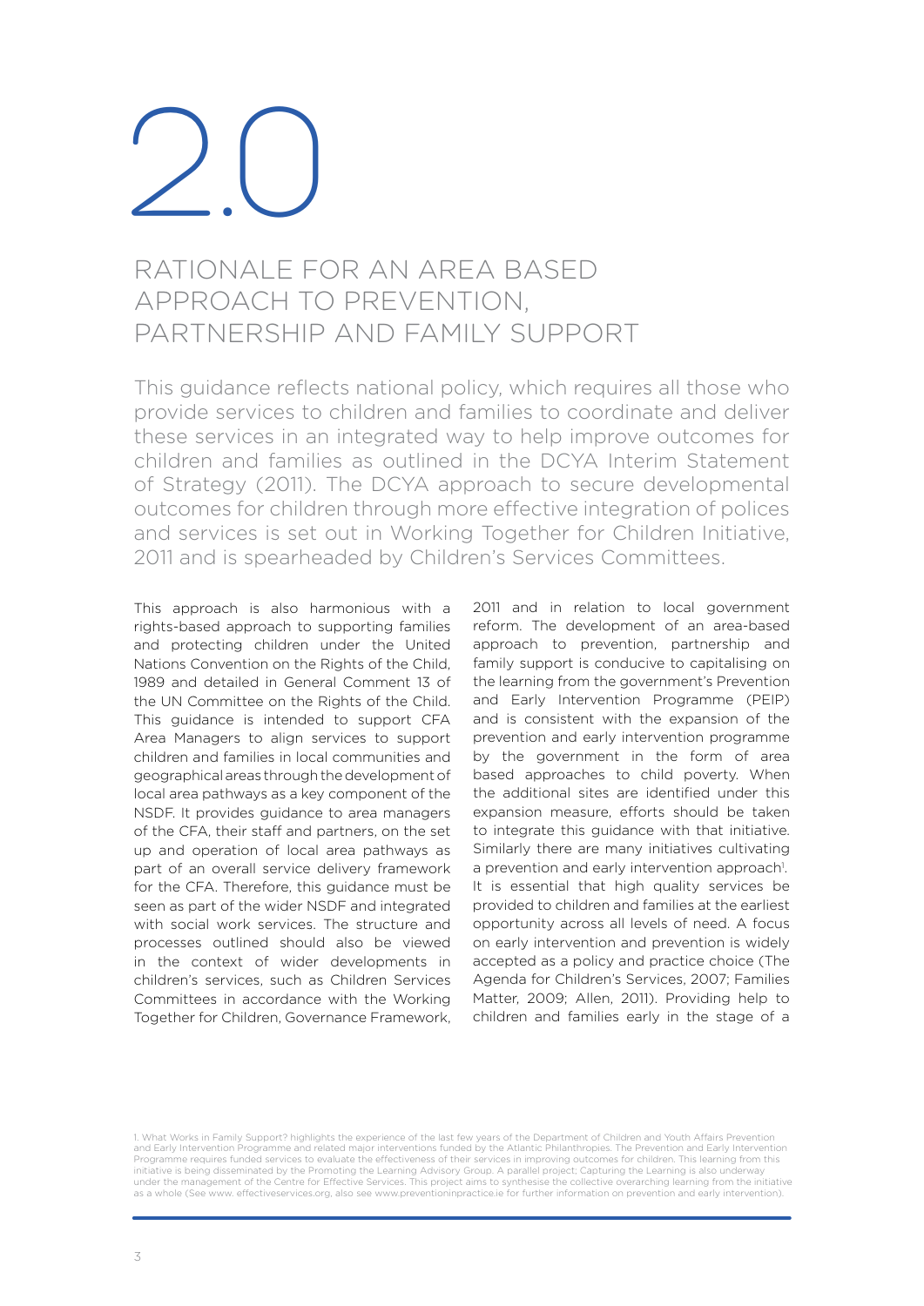# 2.0

## RATIONALE FOR AN AREA BASED APPROACH TO PREVENTION, PARTNERSHIP AND FAMILY SUPPORT

This guidance reflects national policy, which requires all those who provide services to children and families to coordinate and deliver these services in an integrated way to help improve outcomes for children and families as outlined in the DCYA Interim Statement of Strategy (2011). The DCYA approach to secure developmental outcomes for children through more effective integration of polices and services is set out in Working Together for Children Initiative, 2011 and is spearheaded by Children's Services Committees.

This approach is also harmonious with a rights-based approach to supporting families and protecting children under the United Nations Convention on the Rights of the Child, 1989 and detailed in General Comment 13 of the UN Committee on the Rights of the Child. This guidance is intended to support CFA Area Managers to align services to support children and families in local communities and geographical areas through the development of local area pathways as a key component of the NSDF. It provides guidance to area managers of the CFA, their staff and partners, on the set up and operation of local area pathways as part of an overall service delivery framework for the CFA. Therefore, this guidance must be seen as part of the wider NSDF and integrated with social work services. The structure and processes outlined should also be viewed in the context of wider developments in children's services, such as Children Services Committees in accordance with the Working Together for Children, Governance Framework, 2011 and in relation to local government reform. The development of an area-based approach to prevention, partnership and family support is conducive to capitalising on the learning from the government's Prevention and Early Intervention Programme (PEIP) and is consistent with the expansion of the prevention and early intervention programme by the government in the form of area based approaches to child poverty. When the additional sites are identified under this expansion measure, efforts should be taken to integrate this guidance with that initiative. Similarly there are many initiatives cultivating a prevention and early intervention approach[1]. It is essential that high quality services be provided to children and families at the earliest opportunity across all levels of need. A focus on early intervention and prevention is widely accepted as a policy and practice choice (The Agenda for Children's Services, 2007; Families Matter, 2009; Allen, 2011). Providing help to children and families early in the stage of a

1. What Works in Family Support? highlights the experience of the last few years of the Department of Children and Youth Affairs Prevention and Early Intervention Programme and related major interventions funded by the Atlantic Philanthropies. The Prevention and Early Intervention Programme requires funded services to evaluate the effectiveness of their services in improving outcomes for children. This learning from this initiative is being disseminated by the Promoting the Learning Advisory Group. A parallel project; Capturing the Learning is also underway under the management of the Centre for Effective Services. This project aims to synthesise the collective overarching learning from the initiative as a whole (See www. effectiveservices.org, also see www.preventioninpractice.ie for further information on prevention and early intervention).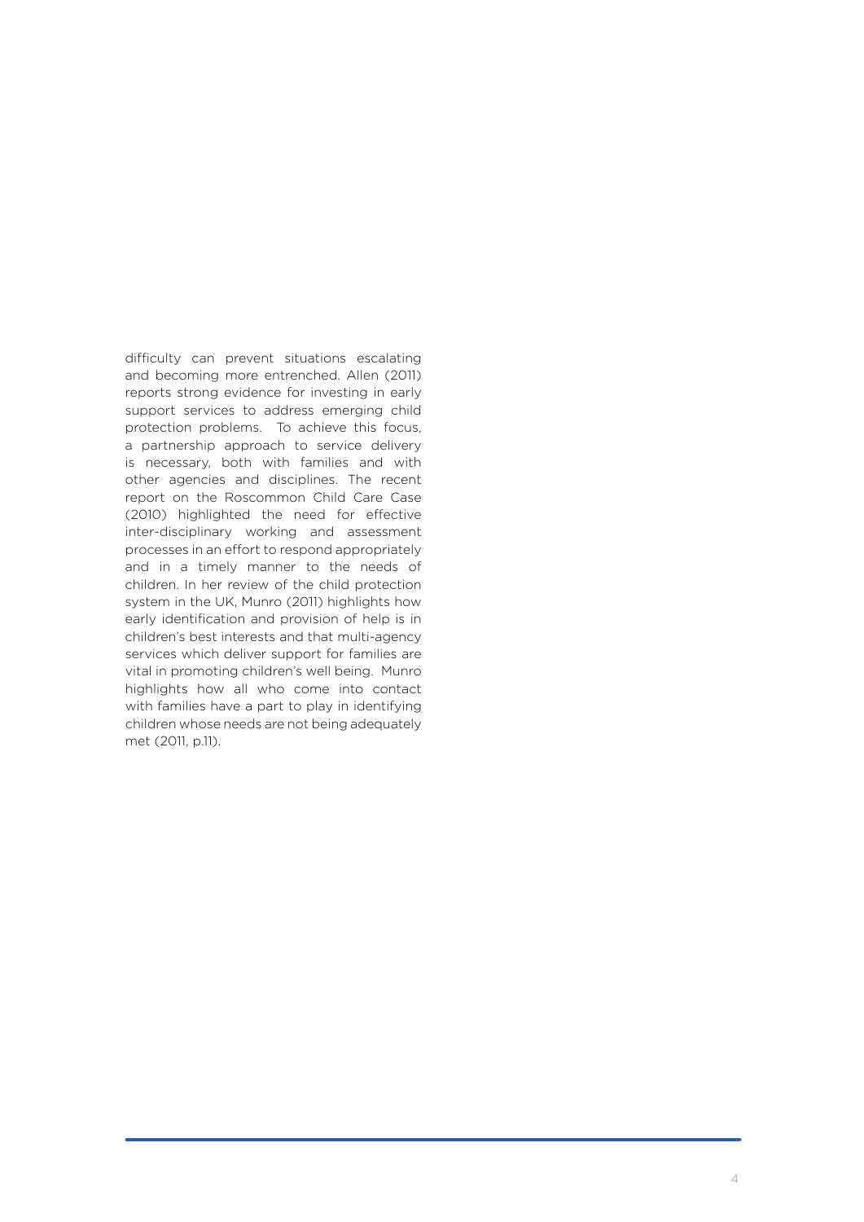difficulty can prevent situations escalating and becoming more entrenched. Allen (2011) reports strong evidence for investing in early support services to address emerging child protection problems. To achieve this focus, a partnership approach to service delivery is necessary, both with families and with other agencies and disciplines. The recent report on the Roscommon Child Care Case (2010) highlighted the need for effective inter-disciplinary working and assessment processes in an effort to respond appropriately and in a timely manner to the needs of children. In her review of the child protection system in the UK, Munro (2011) highlights how early identification and provision of help is in children's best interests and that multi-agency services which deliver support for families are vital in promoting children's well being. Munro highlights how all who come into contact with families have a part to play in identifying children whose needs are not being adequately met (2011, p.11).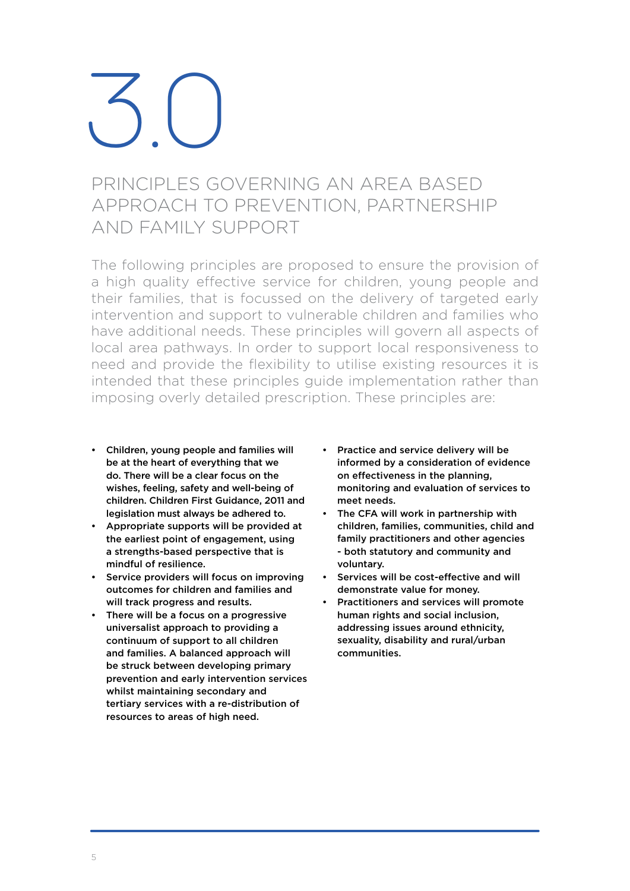# 3.0

## PRINCIPLES GOVERNING AN AREA BASED APPROACH TO PREVENTION, PARTNERSHIP AND FAMILY SUPPORT

The following principles are proposed to ensure the provision of a high quality effective service for children, young people and their families, that is focussed on the delivery of targeted early intervention and support to vulnerable children and families who have additional needs. These principles will govern all aspects of local area pathways. In order to support local responsiveness to need and provide the flexibility to utilise existing resources it is intended that these principles guide implementation rather than imposing overly detailed prescription. These principles are:

- **Children, young people and families will be at the heart of everything that we do. There will be a clear focus on the wishes, feeling, safety and well-being of children. Children First Guidance, 2011 and legislation must always be adhered to.**
- **Appropriate supports will be provided at the earliest point of engagement, using a strengths-based perspective that is mindful of resilience.**
- **Service providers will focus on improving outcomes for children and families and will track progress and results.**
- **There will be a focus on a progressive universalist approach to providing a continuum of support to all children and families. A balanced approach will be struck between developing primary prevention and early intervention services whilst maintaining secondary and tertiary services with a re-distribution of resources to areas of high need.**
- **Practice and service delivery will be informed by a consideration of evidence on effectiveness in the planning, monitoring and evaluation of services to meet needs.**
- **The CFA will work in partnership with children, families, communities, child and family practitioners and other agencies - both statutory and community and voluntary.**
- **Services will be cost-effective and will demonstrate value for money.**
- **Practitioners and services will promote human rights and social inclusion, addressing issues around ethnicity, sexuality, disability and rural/urban communities.**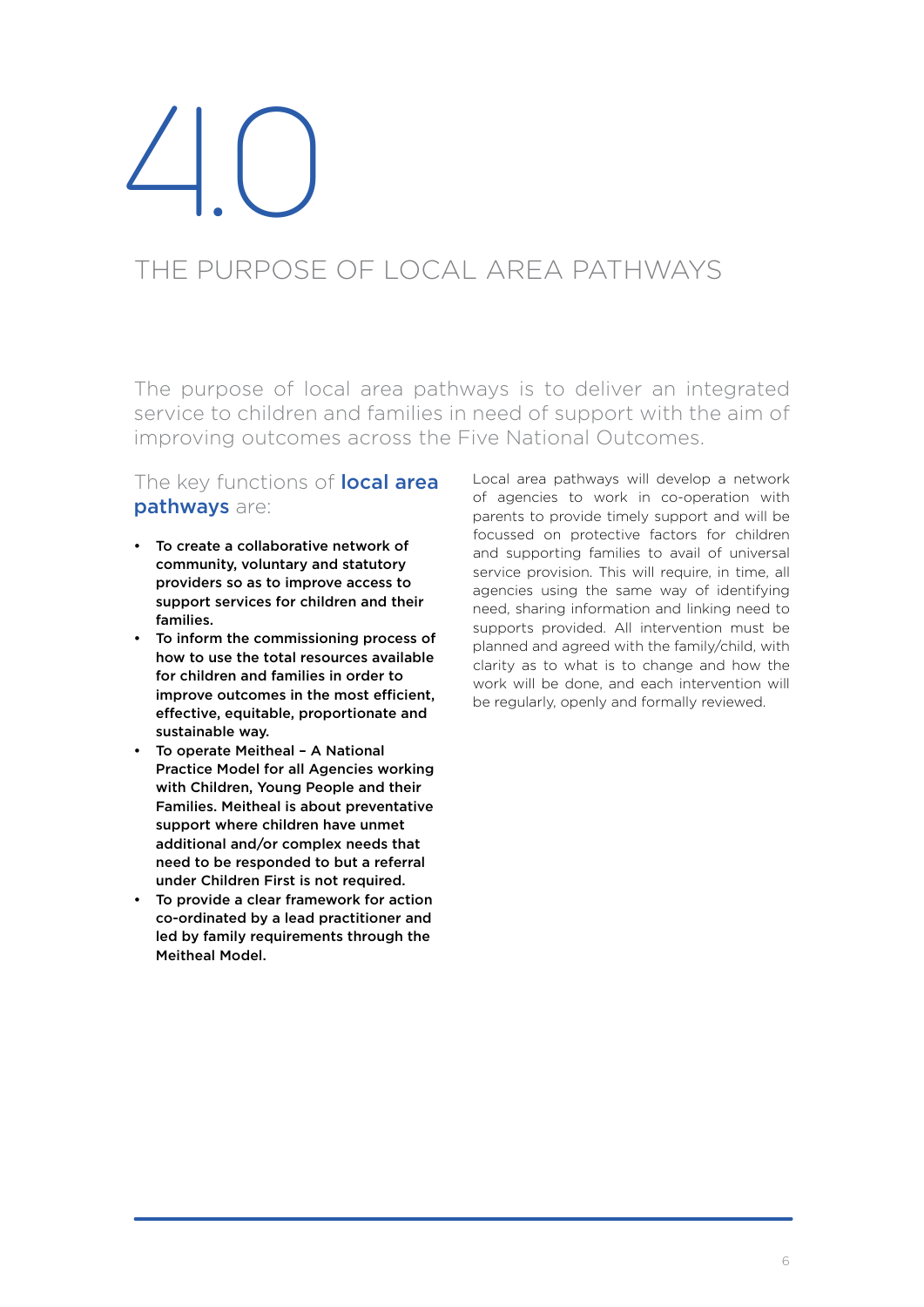# 4.0

# THE PURPOSE OF LOCAL AREA PATHWAYS

The purpose of local area pathways is to deliver an integrated service to children and families in need of support with the aim of improving outcomes across the Five National Outcomes.

The key functions of **local area pathways** are:

- **To create a collaborative network of community, voluntary and statutory providers so as to improve access to support services for children and their families.**
- **To inform the commissioning process of how to use the total resources available for children and families in order to improve outcomes in the most efficient, effective, equitable, proportionate and sustainable way.**
- **To operate Meitheal – A National Practice Model for all Agencies working with Children, Young People and their Families. Meitheal is about preventative support where children have unmet additional and/or complex needs that need to be responded to but a referral under Children First is not required.**
- **To provide a clear framework for action co-ordinated by a lead practitioner and led by family requirements through the Meitheal Model.**

Local area pathways will develop a network of agencies to work in co-operation with parents to provide timely support and will be focussed on protective factors for children and supporting families to avail of universal service provision. This will require, in time, all agencies using the same way of identifying need, sharing information and linking need to supports provided. All intervention must be planned and agreed with the family/child, with clarity as to what is to change and how the work will be done, and each intervention will be regularly, openly and formally reviewed.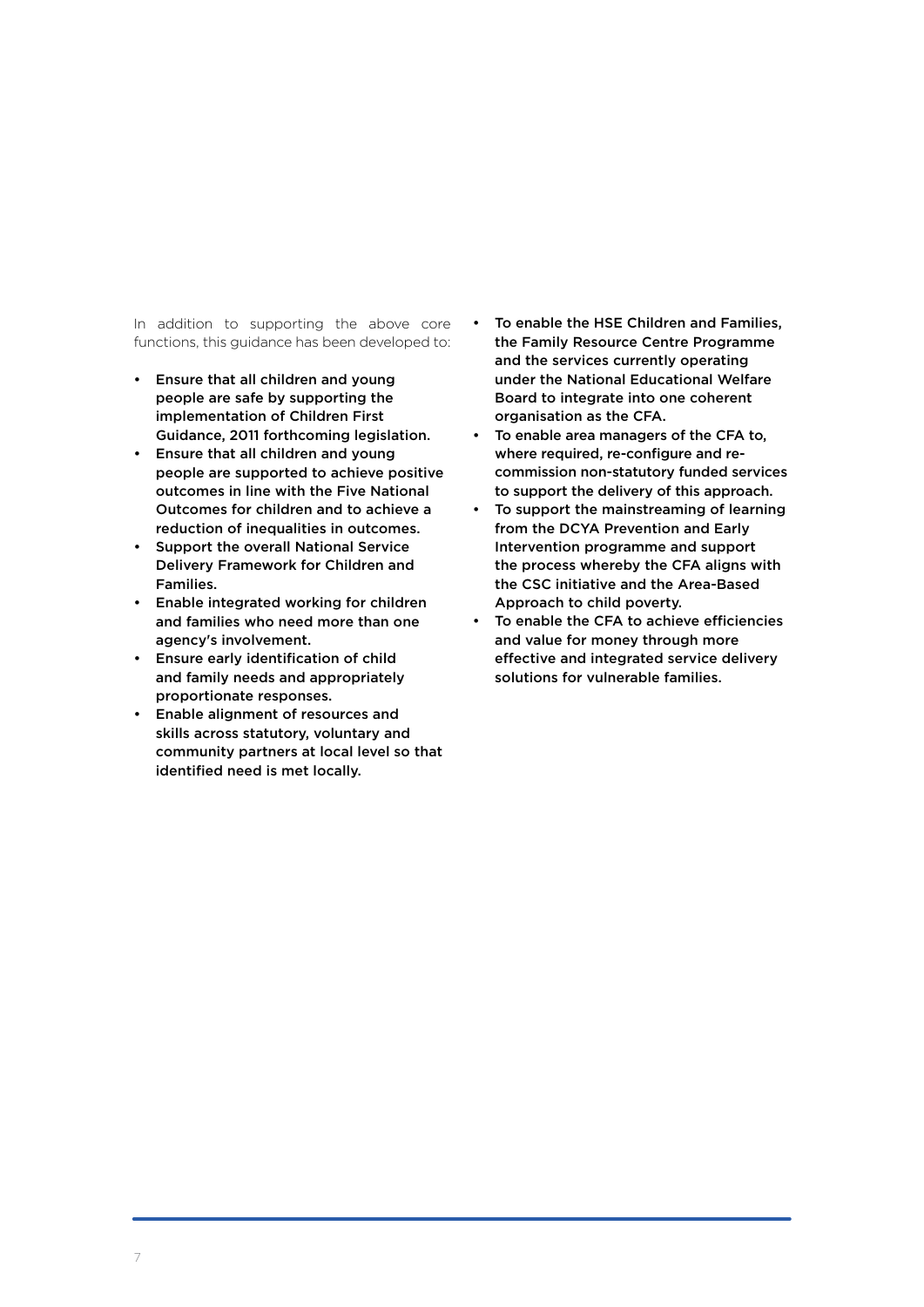In addition to supporting the above core functions, this guidance has been developed to:

- **Ensure that all children and young people are safe by supporting the implementation of Children First Guidance, 2011 forthcoming legislation.**
- **Ensure that all children and young people are supported to achieve positive outcomes in line with the Five National Outcomes for children and to achieve a reduction of inequalities in outcomes.**
- **Support the overall National Service Delivery Framework for Children and Families.**
- **Enable integrated working for children and families who need more than one agency's involvement.**
- **Ensure early identification of child and family needs and appropriately proportionate responses.**
- **Enable alignment of resources and skills across statutory, voluntary and community partners at local level so that identified need is met locally.**
- **To enable the HSE Children and Families, the Family Resource Centre Programme and the services currently operating under the National Educational Welfare Board to integrate into one coherent organisation as the CFA.**
- **To enable area managers of the CFA to, where required, re-configure and re-commission non-statutory funded services to support the delivery of this approach.**
- **To support the mainstreaming of learning from the DCYA Prevention and Early Intervention programme and support the process whereby the CFA aligns with the CSC initiative and the Area-Based Approach to child poverty.**
- **To enable the CFA to achieve efficiencies and value for money through more effective and integrated service delivery solutions for vulnerable families.**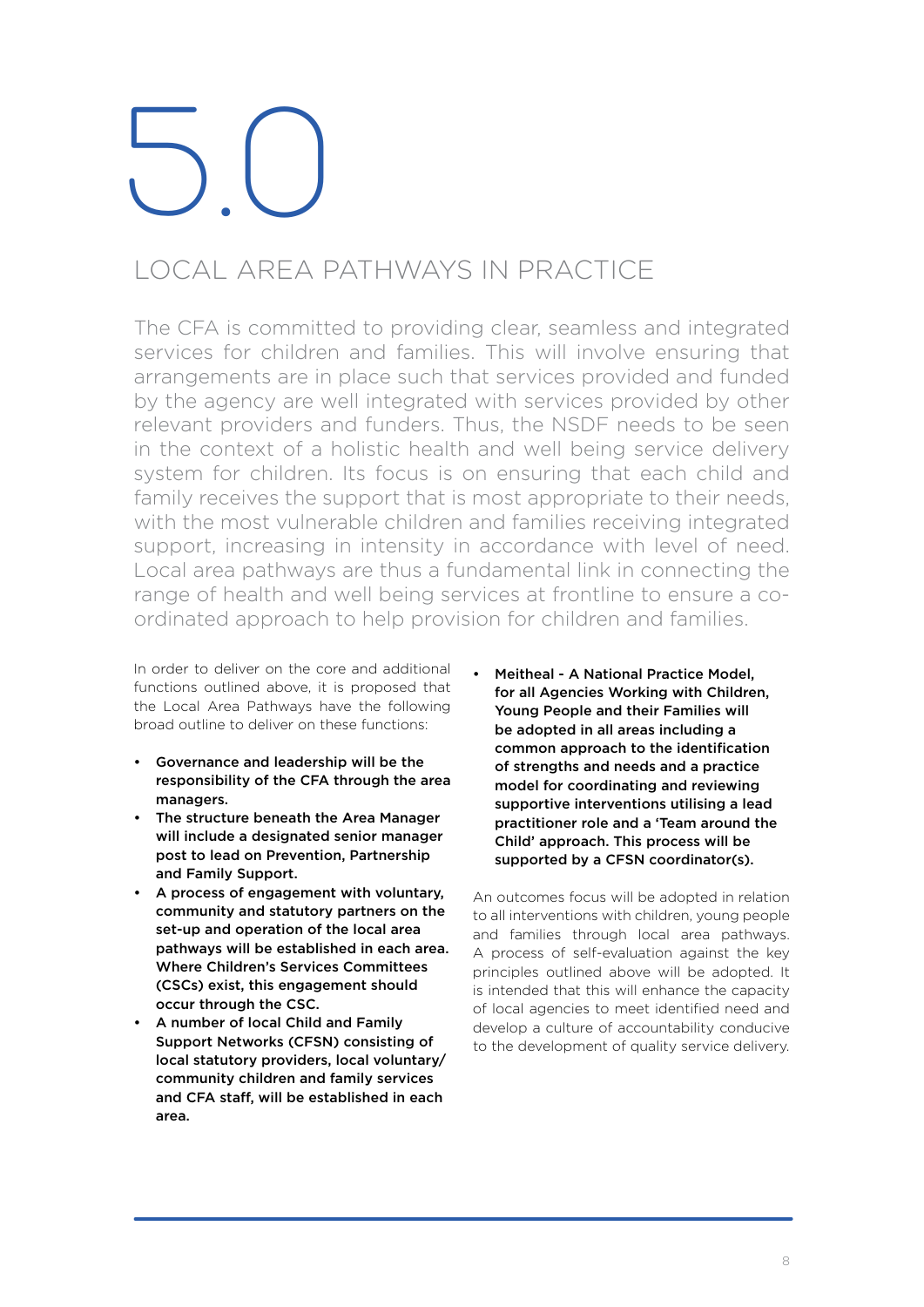# 5.0

## LOCAL AREA PATHWAYS IN PRACTICE

The CFA is committed to providing clear, seamless and integrated services for children and families. This will involve ensuring that arrangements are in place such that services provided and funded by the agency are well integrated with services provided by other relevant providers and funders. Thus, the NSDF needs to be seen in the context of a holistic health and well being service delivery system for children. Its focus is on ensuring that each child and family receives the support that is most appropriate to their needs, with the most vulnerable children and families receiving integrated support, increasing in intensity in accordance with level of need. Local area pathways are thus a fundamental link in connecting the range of health and well being services at frontline to ensure a co-ordinated approach to help provision for children and families.

In order to deliver on the core and additional functions outlined above, it is proposed that the Local Area Pathways have the following broad outline to deliver on these functions:

- **Governance and leadership will be the responsibility of the CFA through the area managers.**
- **The structure beneath the Area Manager will include a designated senior manager post to lead on Prevention, Partnership and Family Support.**
- **A process of engagement with voluntary, community and statutory partners on the set-up and operation of the local area pathways will be established in each area. Where Children's Services Committees (CSCs) exist, this engagement should occur through the CSC.**
- **A number of local Child and Family Support Networks (CFSN) consisting of local statutory providers, local voluntary/ community children and family services and CFA staff, will be established in each area.**
- **Meitheal - A National Practice Model, for all Agencies Working with Children, Young People and their Families will be adopted in all areas including a common approach to the identification of strengths and needs and a practice model for coordinating and reviewing supportive interventions utilising a lead practitioner role and a 'Team around the Child' approach. This process will be supported by a CFSN coordinator(s).**

An outcomes focus will be adopted in relation to all interventions with children, young people and families through local area pathways. A process of self-evaluation against the key principles outlined above will be adopted. It is intended that this will enhance the capacity of local agencies to meet identified need and develop a culture of accountability conducive to the development of quality service delivery.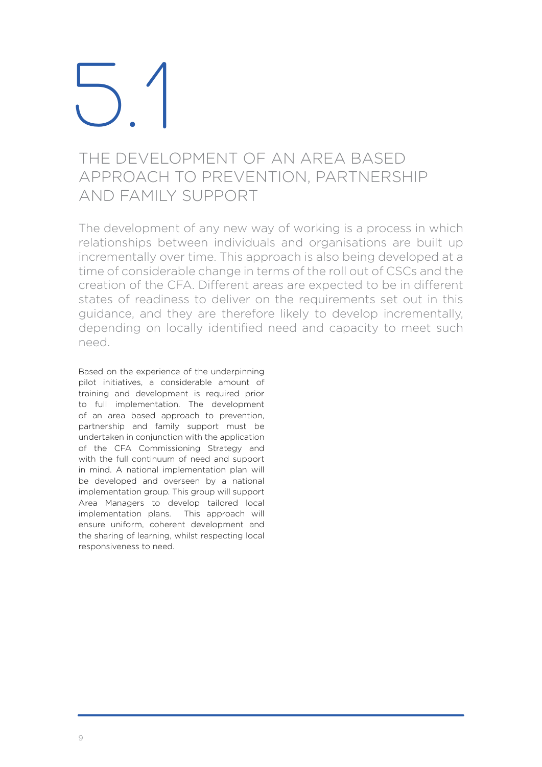# 5.1

## THE DEVELOPMENT OF AN AREA BASED APPROACH TO PREVENTION, PARTNERSHIP AND FAMILY SUPPORT

The development of any new way of working is a process in which relationships between individuals and organisations are built up incrementally over time. This approach is also being developed at a time of considerable change in terms of the roll out of CSCs and the creation of the CFA. Different areas are expected to be in different states of readiness to deliver on the requirements set out in this guidance, and they are therefore likely to develop incrementally, depending on locally identified need and capacity to meet such need.

Based on the experience of the underpinning pilot initiatives, a considerable amount of training and development is required prior to full implementation. The development of an area based approach to prevention, partnership and family support must be undertaken in conjunction with the application of the CFA Commissioning Strategy and with the full continuum of need and support in mind. A national implementation plan will be developed and overseen by a national implementation group. This group will support Area Managers to develop tailored local implementation plans. This approach will ensure uniform, coherent development and the sharing of learning, whilst respecting local responsiveness to need.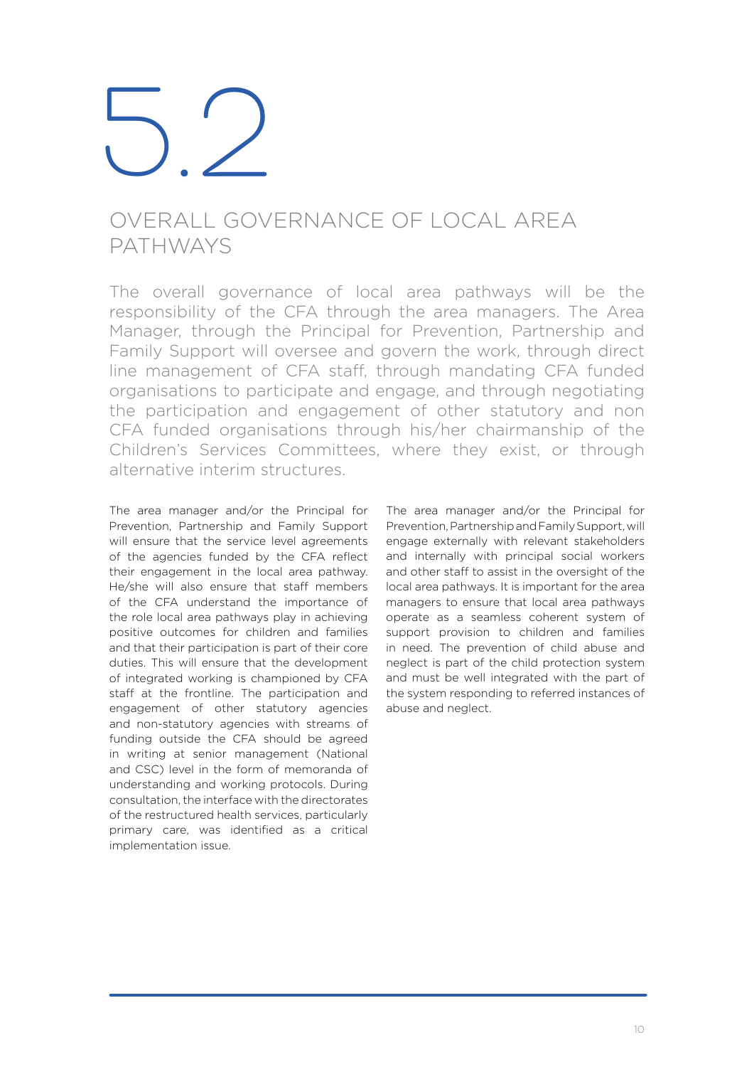# 5.2

## OVERALL GOVERNANCE OF LOCAL AREA PATHWAYS

The overall governance of local area pathways will be the responsibility of the CFA through the area managers. The Area Manager, through the Principal for Prevention, Partnership and Family Support will oversee and govern the work, through direct line management of CFA staff, through mandating CFA funded organisations to participate and engage, and through negotiating the participation and engagement of other statutory and non CFA funded organisations through his/her chairmanship of the Children's Services Committees, where they exist, or through alternative interim structures.

The area manager and/or the Principal for Prevention, Partnership and Family Support will ensure that the service level agreements of the agencies funded by the CFA reflect their engagement in the local area pathway. He/she will also ensure that staff members of the CFA understand the importance of the role local area pathways play in achieving positive outcomes for children and families and that their participation is part of their core duties. This will ensure that the development of integrated working is championed by CFA staff at the frontline. The participation and engagement of other statutory agencies and non-statutory agencies with streams of funding outside the CFA should be agreed in writing at senior management (National and CSC) level in the form of memoranda of understanding and working protocols. During consultation, the interface with the directorates of the restructured health services, particularly primary care, was identified as a critical implementation issue.

The area manager and/or the Principal for Prevention, Partnership and Family Support, will engage externally with relevant stakeholders and internally with principal social workers and other staff to assist in the oversight of the local area pathways. It is important for the area managers to ensure that local area pathways operate as a seamless coherent system of support provision to children and families in need. The prevention of child abuse and neglect is part of the child protection system and must be well integrated with the part of the system responding to referred instances of abuse and neglect.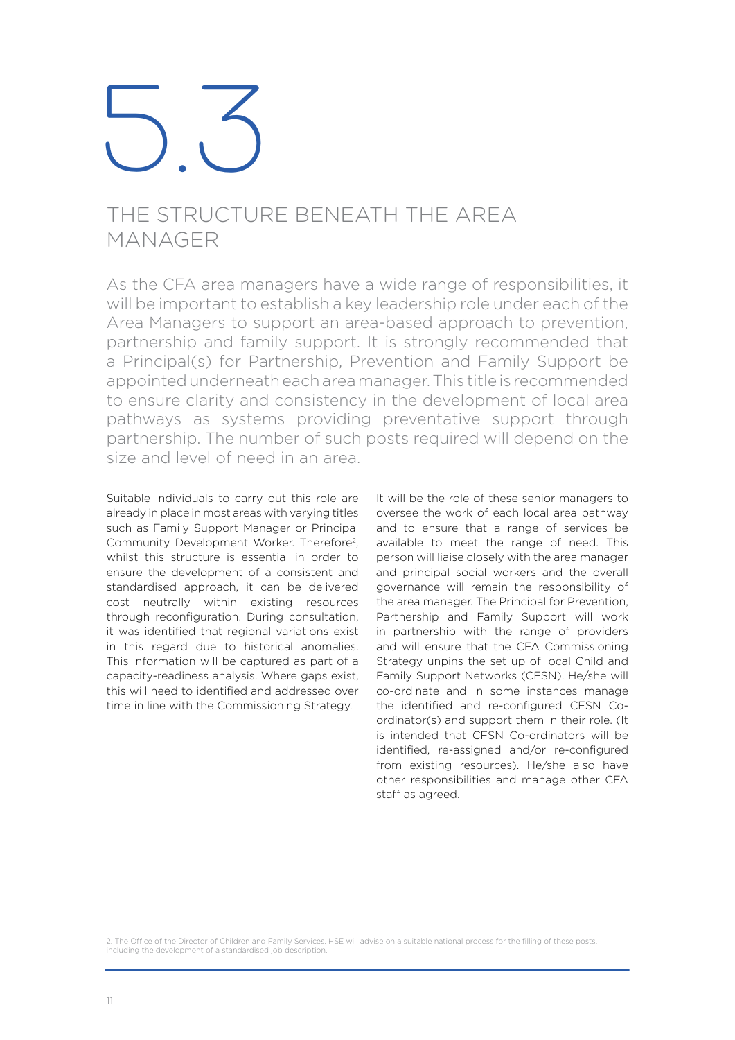# 5.3

## THE STRUCTURE BENEATH THE AREA MANAGER

As the CFA area managers have a wide range of responsibilities, it will be important to establish a key leadership role under each of the Area Managers to support an area-based approach to prevention, partnership and family support. It is strongly recommended that a Principal(s) for Partnership, Prevention and Family Support be appointed underneath each area manager. This title is recommended to ensure clarity and consistency in the development of local area pathways as systems providing preventative support through partnership. The number of such posts required will depend on the size and level of need in an area.

Suitable individuals to carry out this role are already in place in most areas with varying titles such as Family Support Manager or Principal Community Development Worker. Therefore[2], whilst this structure is essential in order to ensure the development of a consistent and standardised approach, it can be delivered cost neutrally within existing resources through reconfiguration. During consultation, it was identified that regional variations exist in this regard due to historical anomalies. This information will be captured as part of a capacity-readiness analysis. Where gaps exist, this will need to identified and addressed over time in line with the Commissioning Strategy.

It will be the role of these senior managers to oversee the work of each local area pathway and to ensure that a range of services be available to meet the range of need. This person will liaise closely with the area manager and principal social workers and the overall governance will remain the responsibility of the area manager. The Principal for Prevention, Partnership and Family Support will work in partnership with the range of providers and will ensure that the CFA Commissioning Strategy unpins the set up of local Child and Family Support Networks (CFSN). He/she will co-ordinate and in some instances manage the identified and re-configured CFSN Co-ordinator(s) and support them in their role. (It is intended that CFSN Co-ordinators will be identified, re-assigned and/or re-configured from existing resources). He/she also have other responsibilities and manage other CFA staff as agreed.

2. The Office of the Director of Children and Family Services, HSE will advise on a suitable national process for the filling of these posts, including the development of a standardised job description.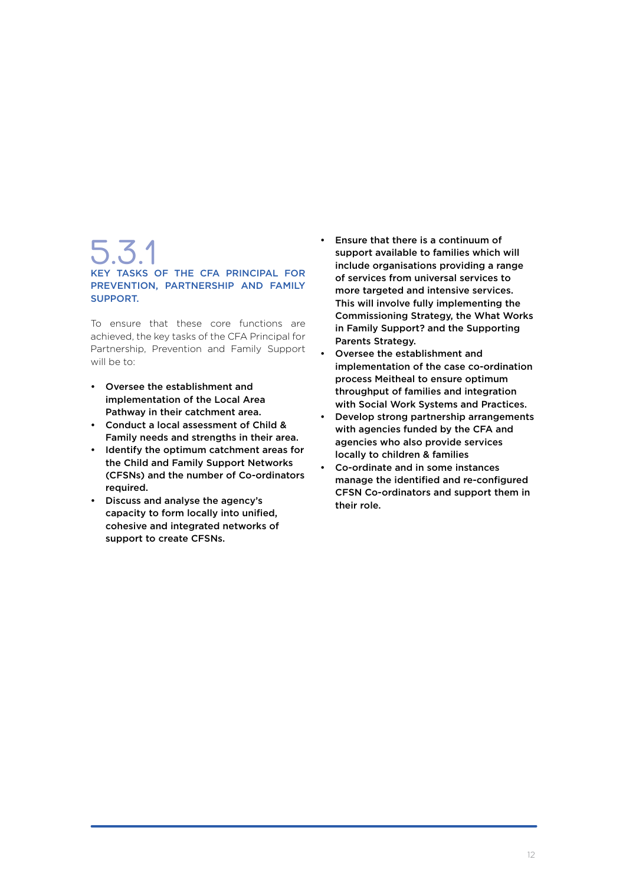## 5.3.1 KEY TASKS OF THE CFA PRINCIPAL FOR PREVENTION, PARTNERSHIP AND FAMILY SUPPORT.

To ensure that these core functions are achieved, the key tasks of the CFA Principal for Partnership, Prevention and Family Support will be to:

- **Oversee the establishment and implementation of the Local Area Pathway in their catchment area.**
- **Conduct a local assessment of Child & Family needs and strengths in their area.**
- **Identify the optimum catchment areas for the Child and Family Support Networks (CFSNs) and the number of Co-ordinators required.**
- **Discuss and analyse the agency's capacity to form locally into unified, cohesive and integrated networks of support to create CFSNs.**
- **Ensure that there is a continuum of support available to families which will include organisations providing a range of services from universal services to more targeted and intensive services. This will involve fully implementing the Commissioning Strategy, the What Works in Family Support? and the Supporting Parents Strategy.**
- **Oversee the establishment and implementation of the case co-ordination process Meitheal to ensure optimum throughput of families and integration with Social Work Systems and Practices.**
- **Develop strong partnership arrangements with agencies funded by the CFA and agencies who also provide services locally to children & families**
- **Co-ordinate and in some instances manage the identified and re-configured CFSN Co-ordinators and support them in their role.**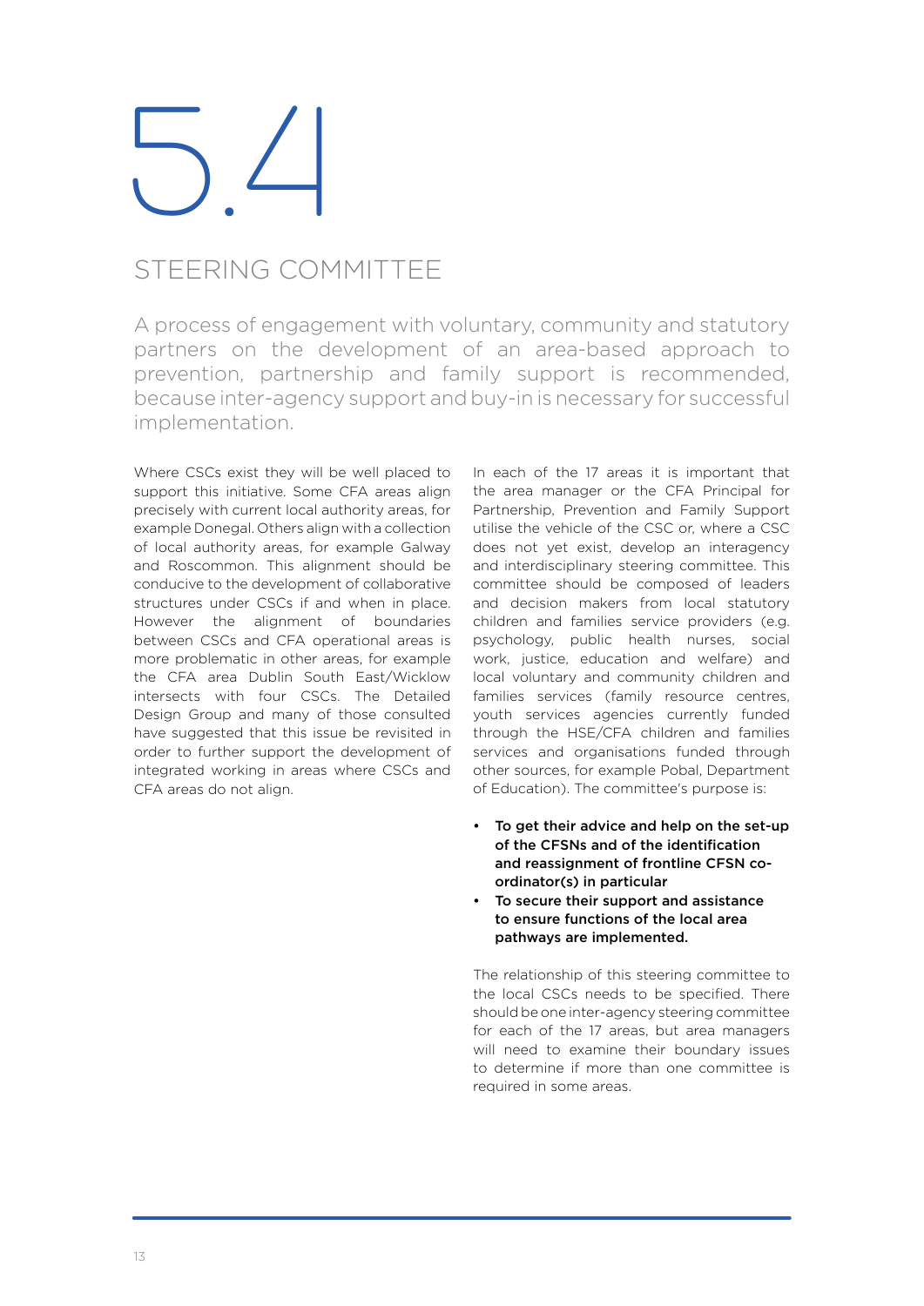# 5.4

## STEERING COMMITTEE

A process of engagement with voluntary, community and statutory partners on the development of an area-based approach to prevention, partnership and family support is recommended, because inter-agency support and buy-in is necessary for successful implementation.

Where CSCs exist they will be well placed to support this initiative. Some CFA areas align precisely with current local authority areas, for example Donegal. Others align with a collection of local authority areas, for example Galway and Roscommon. This alignment should be conducive to the development of collaborative structures under CSCs if and when in place. However the alignment of boundaries between CSCs and CFA operational areas is more problematic in other areas, for example the CFA area Dublin South East/Wicklow intersects with four CSCs. The Detailed Design Group and many of those consulted have suggested that this issue be revisited in order to further support the development of integrated working in areas where CSCs and CFA areas do not align.

In each of the 17 areas it is important that the area manager or the CFA Principal for Partnership, Prevention and Family Support utilise the vehicle of the CSC or, where a CSC does not yet exist, develop an interagency and interdisciplinary steering committee. This committee should be composed of leaders and decision makers from local statutory children and families service providers (e.g. psychology, public health nurses, social work, justice, education and welfare) and local voluntary and community children and families services (family resource centres, youth services agencies currently funded through the HSE/CFA children and families services and organisations funded through other sources, for example Pobal, Department of Education). The committee's purpose is:

- **To get their advice and help on the set-up of the CFSNs and of the identification and reassignment of frontline CFSN co-ordinator(s) in particular**
- **To secure their support and assistance to ensure functions of the local area pathways are implemented.**

The relationship of this steering committee to the local CSCs needs to be specified. There should be one inter-agency steering committee for each of the 17 areas, but area managers will need to examine their boundary issues to determine if more than one committee is required in some areas.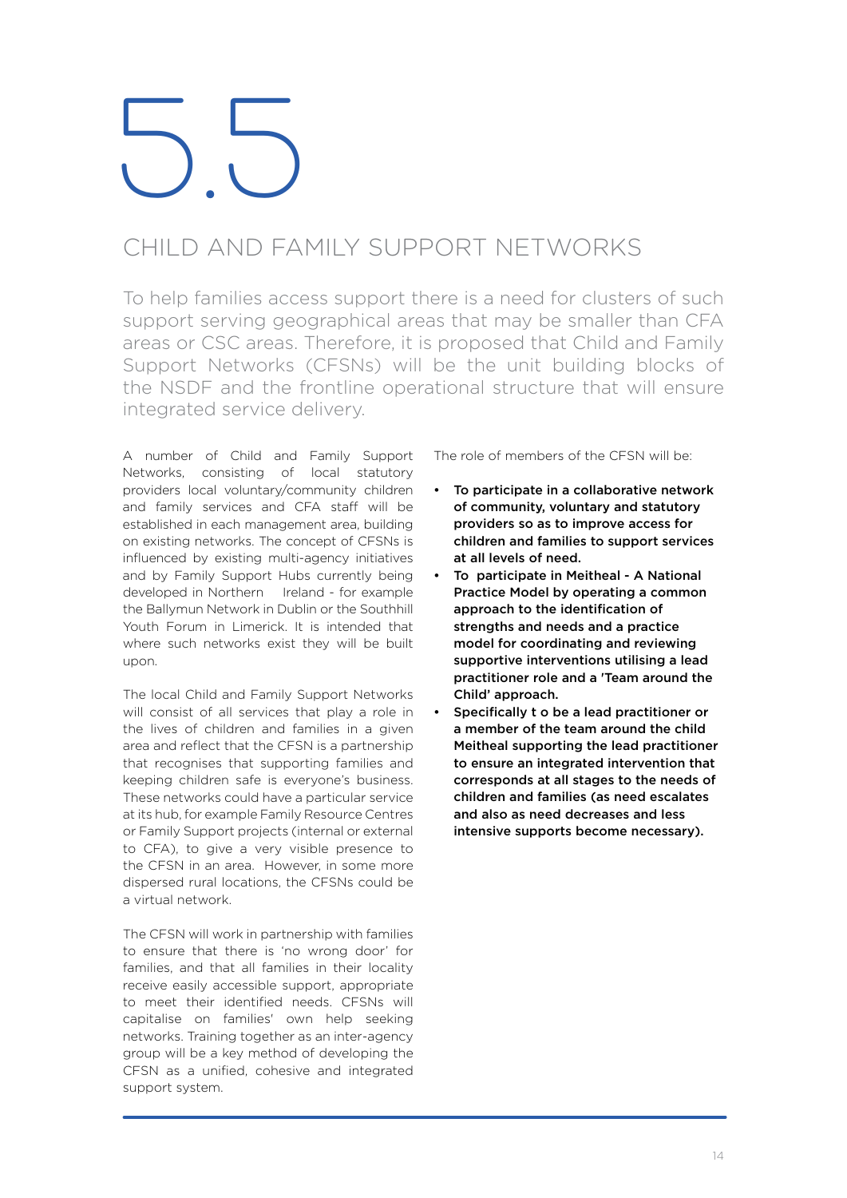# 5.5

## CHILD AND FAMILY SUPPORT NETWORKS

To help families access support there is a need for clusters of such support serving geographical areas that may be smaller than CFA areas or CSC areas. Therefore, it is proposed that Child and Family Support Networks (CFSNs) will be the unit building blocks of the NSDF and the frontline operational structure that will ensure integrated service delivery.

A number of Child and Family Support Networks, consisting of local statutory providers local voluntary/community children and family services and CFA staff will be established in each management area, building on existing networks. The concept of CFSNs is influenced by existing multi-agency initiatives and by Family Support Hubs currently being developed in Northern Ireland - for example the Ballymun Network in Dublin or the Southhill Youth Forum in Limerick. It is intended that where such networks exist they will be built upon.

The local Child and Family Support Networks will consist of all services that play a role in the lives of children and families in a given area and reflect that the CFSN is a partnership that recognises that supporting families and keeping children safe is everyone's business. These networks could have a particular service at its hub, for example Family Resource Centres or Family Support projects (internal or external to CFA), to give a very visible presence to the CFSN in an area. However, in some more dispersed rural locations, the CFSNs could be a virtual network.

The CFSN will work in partnership with families to ensure that there is 'no wrong door' for families, and that all families in their locality receive easily accessible support, appropriate to meet their identified needs. CFSNs will capitalise on families' own help seeking networks. Training together as an inter-agency group will be a key method of developing the CFSN as a unified, cohesive and integrated support system.

The role of members of the CFSN will be:

- **To participate in a collaborative network of community, voluntary and statutory providers so as to improve access for children and families to support services at all levels of need.**
- **To participate in Meitheal - A National Practice Model by operating a common approach to the identification of strengths and needs and a practice model for coordinating and reviewing supportive interventions utilising a lead practitioner role and a 'Team around the Child' approach.**
- **Specifically t o be a lead practitioner or a member of the team around the child Meitheal supporting the lead practitioner to ensure an integrated intervention that corresponds at all stages to the needs of children and families (as need escalates and also as need decreases and less intensive supports become necessary).**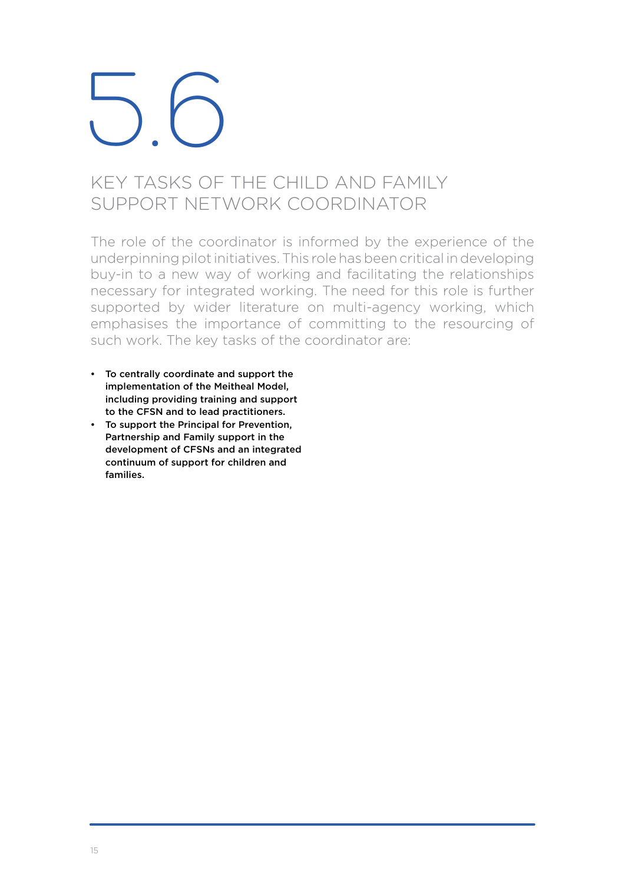# 5.6

## KEY TASKS OF THE CHILD AND FAMILY SUPPORT NETWORK COORDINATOR

The role of the coordinator is informed by the experience of the underpinning pilot initiatives. This role has been critical in developing buy-in to a new way of working and facilitating the relationships necessary for integrated working. The need for this role is further supported by wider literature on multi-agency working, which emphasises the importance of committing to the resourcing of such work. The key tasks of the coordinator are:

- **To centrally coordinate and support the implementation of the Meitheal Model, including providing training and support to the CFSN and to lead practitioners.**
- **To support the Principal for Prevention, Partnership and Family support in the development of CFSNs and an integrated continuum of support for children and families.**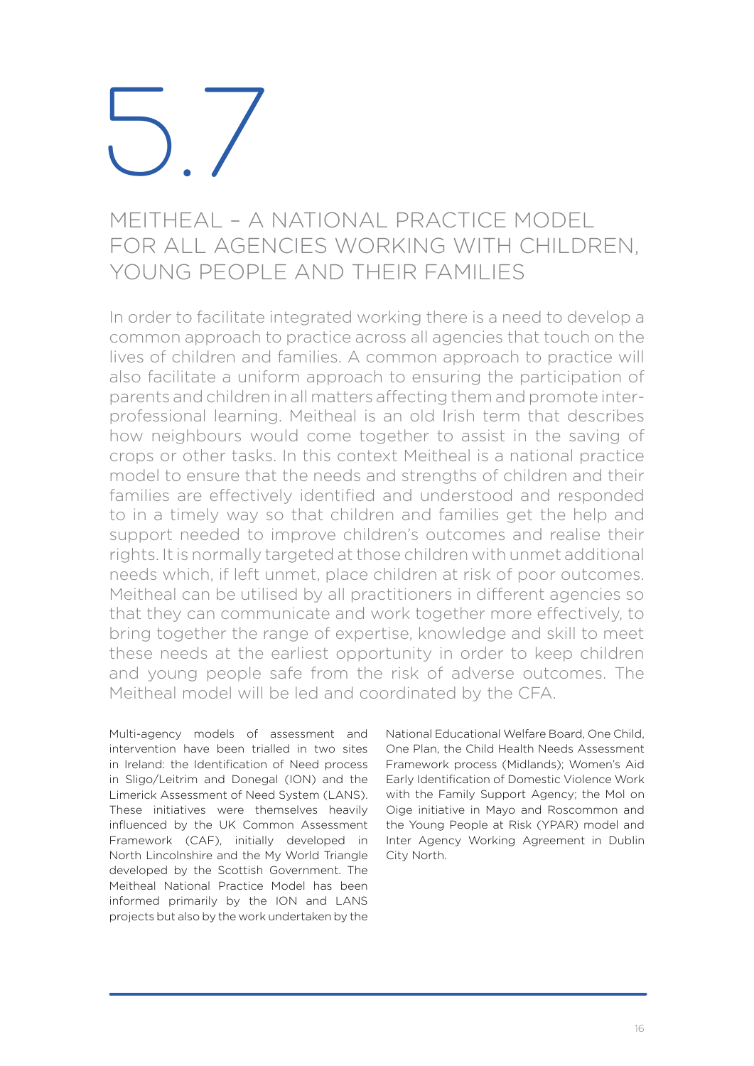# 5.7

## MEITHEAL – A NATIONAL PRACTICE MODEL FOR ALL AGENCIES WORKING WITH CHILDREN, YOUNG PEOPLE AND THEIR FAMILIES

In order to facilitate integrated working there is a need to develop a common approach to practice across all agencies that touch on the lives of children and families. A common approach to practice will also facilitate a uniform approach to ensuring the participation of parents and children in all matters affecting them and promote inter-professional learning. Meitheal is an old Irish term that describes how neighbours would come together to assist in the saving of crops or other tasks. In this context Meitheal is a national practice model to ensure that the needs and strengths of children and their families are effectively identified and understood and responded to in a timely way so that children and families get the help and support needed to improve children's outcomes and realise their rights. It is normally targeted at those children with unmet additional needs which, if left unmet, place children at risk of poor outcomes. Meitheal can be utilised by all practitioners in different agencies so that they can communicate and work together more effectively, to bring together the range of expertise, knowledge and skill to meet these needs at the earliest opportunity in order to keep children and young people safe from the risk of adverse outcomes. The Meitheal model will be led and coordinated by the CFA.

Multi-agency models of assessment and intervention have been trialled in two sites in Ireland: the Identification of Need process in Sligo/Leitrim and Donegal (ION) and the Limerick Assessment of Need System (LANS). These initiatives were themselves heavily influenced by the UK Common Assessment Framework (CAF), initially developed in North Lincolnshire and the My World Triangle developed by the Scottish Government. The Meitheal National Practice Model has been informed primarily by the ION and LANS projects but also by the work undertaken by the National Educational Welfare Board, One Child, One Plan, the Child Health Needs Assessment Framework process (Midlands); Women's Aid Early Identification of Domestic Violence Work with the Family Support Agency; the Mol on Oige initiative in Mayo and Roscommon and the Young People at Risk (YPAR) model and Inter Agency Working Agreement in Dublin City North.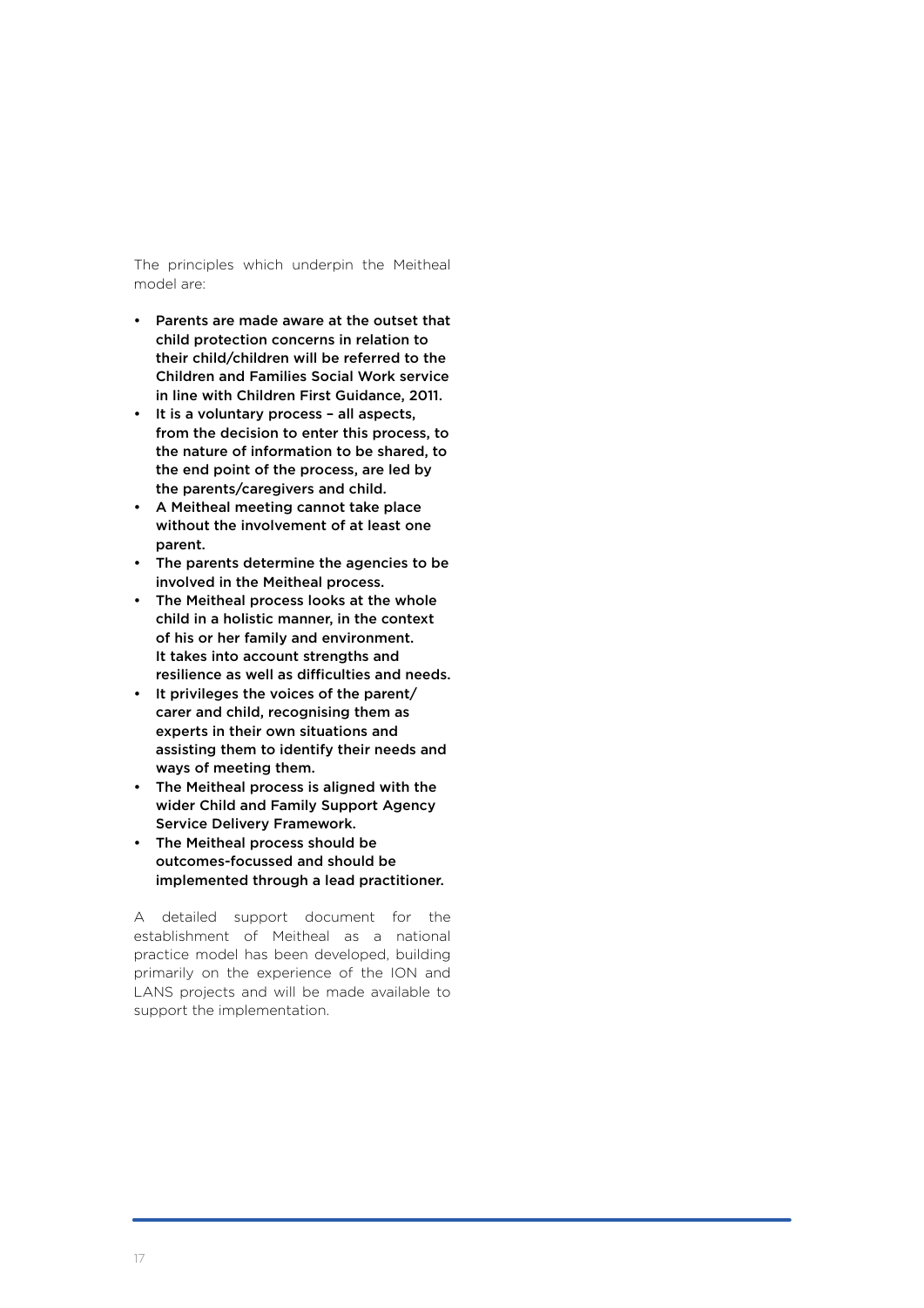The principles which underpin the Meitheal model are:

- **Parents are made aware at the outset that child protection concerns in relation to their child/children will be referred to the Children and Families Social Work service in line with Children First Guidance, 2011.**
- **It is a voluntary process – all aspects, from the decision to enter this process, to the nature of information to be shared, to the end point of the process, are led by the parents/caregivers and child.**
- **A Meitheal meeting cannot take place without the involvement of at least one parent.**
- **The parents determine the agencies to be involved in the Meitheal process.**
- **The Meitheal process looks at the whole child in a holistic manner, in the context of his or her family and environment. It takes into account strengths and resilience as well as difficulties and needs.**
- **It privileges the voices of the parent/ carer and child, recognising them as experts in their own situations and assisting them to identify their needs and ways of meeting them.**
- **The Meitheal process is aligned with the wider Child and Family Support Agency Service Delivery Framework.**
- **The Meitheal process should be outcomes-focussed and should be implemented through a lead practitioner.**

A detailed support document for the establishment of Meitheal as a national practice model has been developed, building primarily on the experience of the ION and LANS projects and will be made available to support the implementation.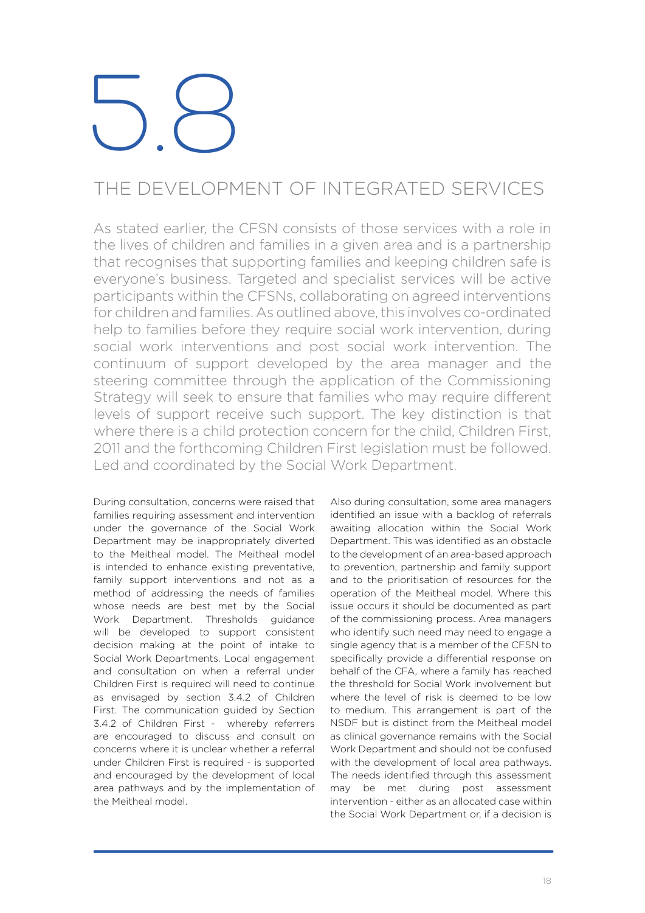// 5.8

## THE DEVELOPMENT OF INTEGRATED SERVICES

As stated earlier, the CFSN consists of those services with a role in the lives of children and families in a given area and is a partnership that recognises that supporting families and keeping children safe is everyone's business. Targeted and specialist services will be active participants within the CFSNs, collaborating on agreed interventions for children and families. As outlined above, this involves co-ordinated help to families before they require social work intervention, during social work interventions and post social work intervention. The continuum of support developed by the area manager and the steering committee through the application of the Commissioning Strategy will seek to ensure that families who may require different levels of support receive such support. The key distinction is that where there is a child protection concern for the child, Children First, 2011 and the forthcoming Children First legislation must be followed. Led and coordinated by the Social Work Department.

During consultation, concerns were raised that families requiring assessment and intervention under the governance of the Social Work Department may be inappropriately diverted to the Meitheal model. The Meitheal model is intended to enhance existing preventative, family support interventions and not as a method of addressing the needs of families whose needs are best met by the Social Work Department. Thresholds guidance will be developed to support consistent decision making at the point of intake to Social Work Departments. Local engagement and consultation on when a referral under Children First is required will need to continue as envisaged by section 3.4.2 of Children First. The communication guided by Section 3.4.2 of Children First - whereby referrers are encouraged to discuss and consult on concerns where it is unclear whether a referral under Children First is required - is supported and encouraged by the development of local area pathways and by the implementation of the Meitheal model.

Also during consultation, some area managers identified an issue with a backlog of referrals awaiting allocation within the Social Work Department. This was identified as an obstacle to the development of an area-based approach to prevention, partnership and family support and to the prioritisation of resources for the operation of the Meitheal model. Where this issue occurs it should be documented as part of the commissioning process. Area managers who identify such need may need to engage a single agency that is a member of the CFSN to specifically provide a differential response on behalf of the CFA, where a family has reached the threshold for Social Work involvement but where the level of risk is deemed to be low to medium. This arrangement is part of the NSDF but is distinct from the Meitheal model as clinical governance remains with the Social Work Department and should not be confused with the development of local area pathways. The needs identified through this assessment may be met during post assessment intervention - either as an allocated case within the Social Work Department or, if a decision is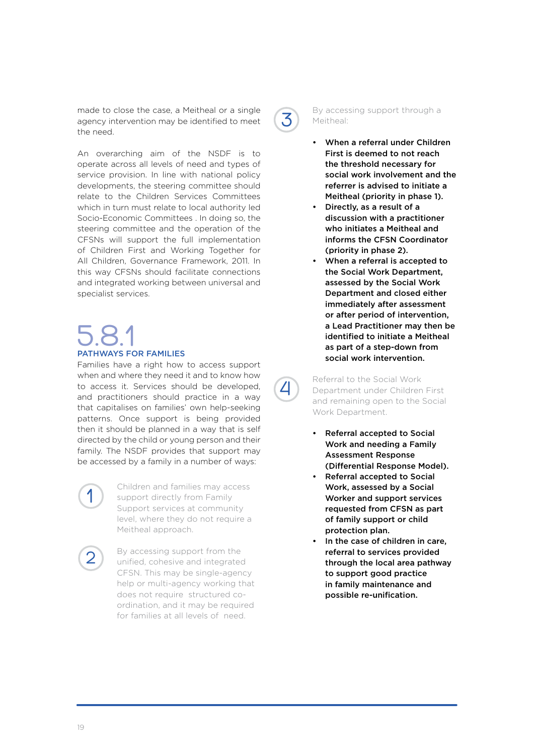made to close the case, a Meitheal or a single agency intervention may be identified to meet the need.

An overarching aim of the NSDF is to operate across all levels of need and types of service provision. In line with national policy developments, the steering committee should relate to the Children Services Committees which in turn must relate to local authority led Socio-Economic Committees . In doing so, the steering committee and the operation of the CFSNs will support the full implementation of Children First and Working Together for All Children, Governance Framework, 2011. In this way CFSNs should facilitate connections and integrated working between universal and specialist services.

## 5.8.1

### PATHWAYS FOR FAMILIES

Families have a right how to access support when and where they need it and to know how to access it. Services should be developed, and practitioners should practice in a way that capitalises on families' own help-seeking patterns. Once support is being provided then it should be planned in a way that is self directed by the child or young person and their family. The NSDF provides that support may be accessed by a family in a number of ways:

1. Children and families may access support directly from Family Support services at community level, where they do not require a Meitheal approach.

2. By accessing support from the unified, cohesive and integrated CFSN. This may be single-agency help or multi-agency working that does not require structured co-ordination, and it may be required for families at all levels of need.

3. By accessing support through a Meitheal:
   - **When a referral under Children First is deemed to not reach the threshold necessary for social work involvement and the referrer is advised to initiate a Meitheal (priority in phase 1).**
   - **Directly, as a result of a discussion with a practitioner who initiates a Meitheal and informs the CFSN Coordinator (priority in phase 2).**
   - **When a referral is accepted to the Social Work Department, assessed by the Social Work Department and closed either immediately after assessment or after period of intervention, a Lead Practitioner may then be identified to initiate a Meitheal as part of a step-down from social work intervention.**

4. Referral to the Social Work Department under Children First and remaining open to the Social Work Department.
   - **Referral accepted to Social Work and needing a Family Assessment Response (Differential Response Model).**
   - **Referral accepted to Social Work, assessed by a Social Worker and support services requested from CFSN as part of family support or child protection plan.**
   - **In the case of children in care, referral to services provided through the local area pathway to support good practice in family maintenance and possible re-unification.**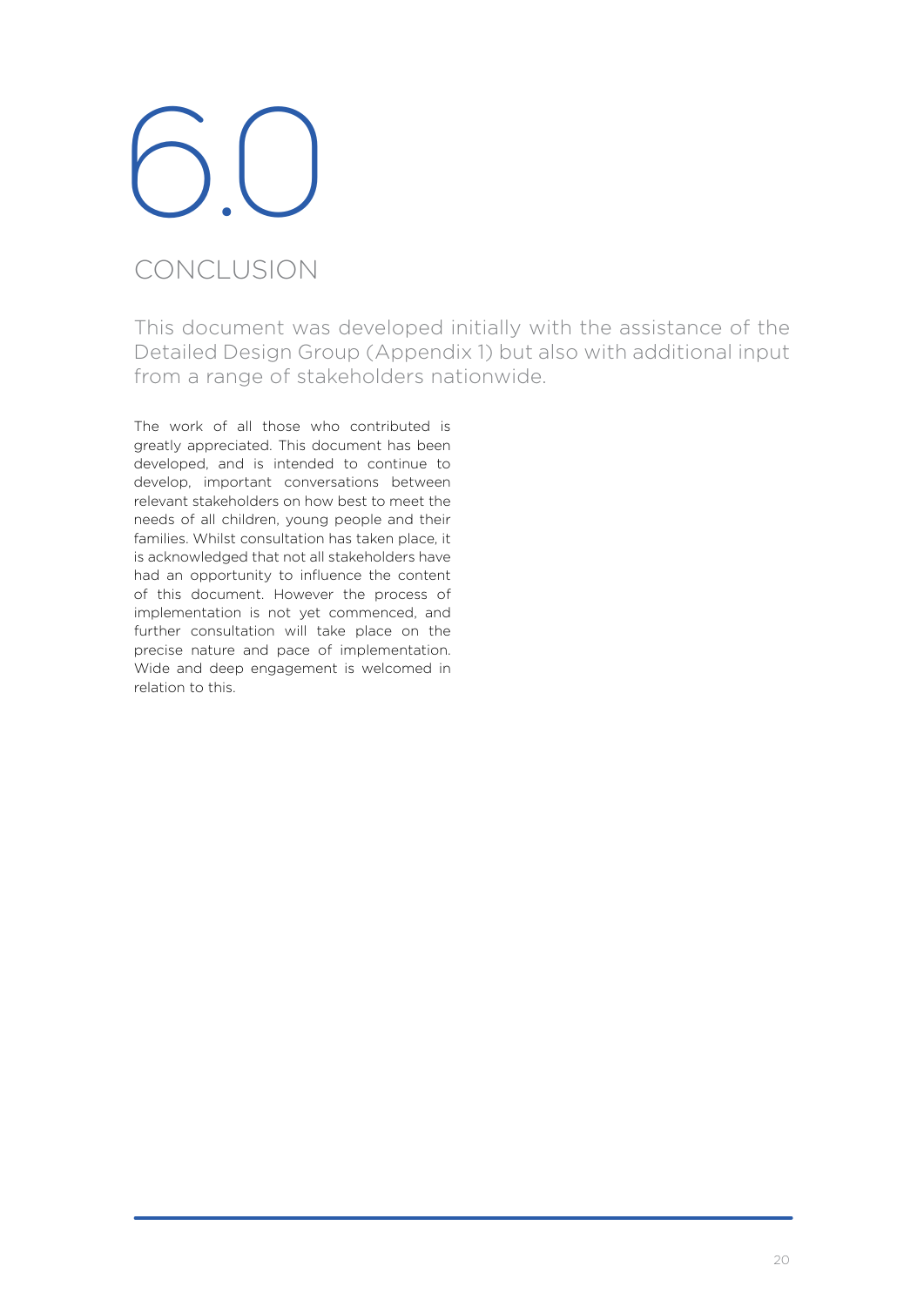# 6.0

## CONCLUSION

This document was developed initially with the assistance of the Detailed Design Group (Appendix 1) but also with additional input from a range of stakeholders nationwide.

The work of all those who contributed is greatly appreciated. This document has been developed, and is intended to continue to develop, important conversations between relevant stakeholders on how best to meet the needs of all children, young people and their families. Whilst consultation has taken place, it is acknowledged that not all stakeholders have had an opportunity to influence the content of this document. However the process of implementation is not yet commenced, and further consultation will take place on the precise nature and pace of implementation. Wide and deep engagement is welcomed in relation to this.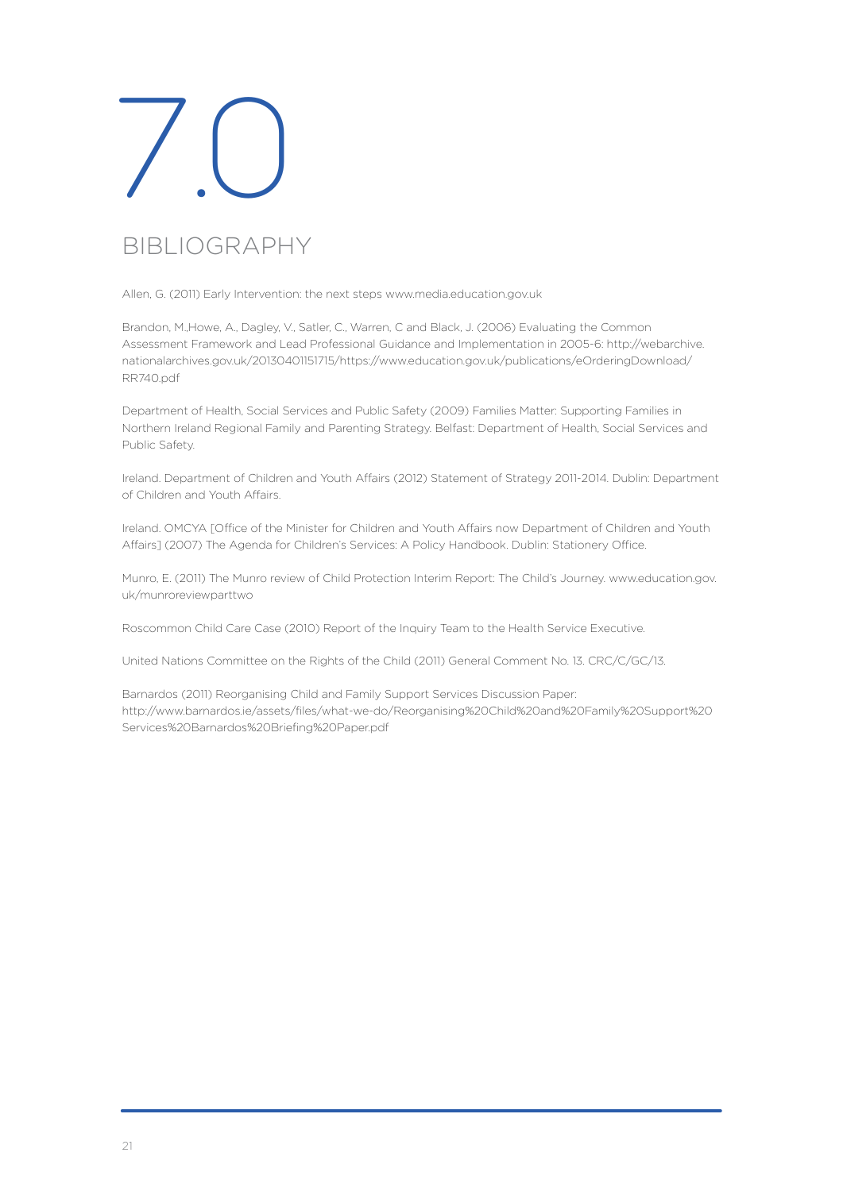# 7.0

## BIBLIOGRAPHY

Allen, G. (2011) Early Intervention: the next steps www.media.education.gov.uk

Brandon, M.,Howe, A., Dagley, V., Satler, C., Warren, C and Black, J. (2006) Evaluating the Common Assessment Framework and Lead Professional Guidance and Implementation in 2005-6: http://webarchive.nationalarchives.gov.uk/20130401151715/https://www.education.gov.uk/publications/eOrderingDownload/RR740.pdf

Department of Health, Social Services and Public Safety (2009) Families Matter: Supporting Families in Northern Ireland Regional Family and Parenting Strategy. Belfast: Department of Health, Social Services and Public Safety.

Ireland. Department of Children and Youth Affairs (2012) Statement of Strategy 2011-2014. Dublin: Department of Children and Youth Affairs.

Ireland. OMCYA [Office of the Minister for Children and Youth Affairs now Department of Children and Youth Affairs] (2007) The Agenda for Children's Services: A Policy Handbook. Dublin: Stationery Office.

Munro, E. (2011) The Munro review of Child Protection Interim Report: The Child's Journey. www.education.gov.uk/munroreviewparttwo

Roscommon Child Care Case (2010) Report of the Inquiry Team to the Health Service Executive.

United Nations Committee on the Rights of the Child (2011) General Comment No. 13. CRC/C/GC/13.

Barnardos (2011) Reorganising Child and Family Support Services Discussion Paper: http://www.barnardos.ie/assets/files/what-we-do/Reorganising%20Child%20and%20Family%20Support%20Services%20Barnardos%20Briefing%20Paper.pdf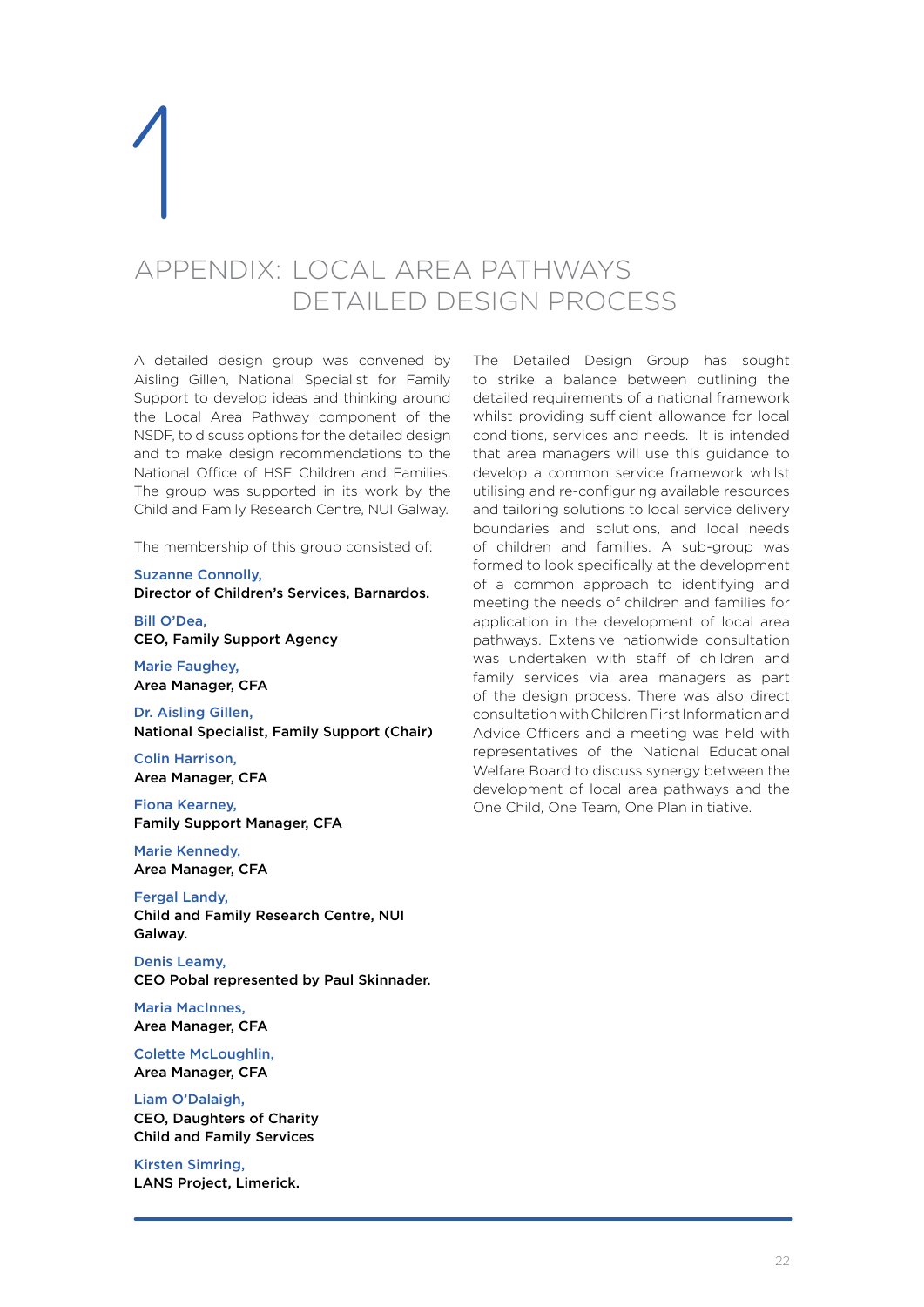# 1

# APPENDIX: LOCAL AREA PATHWAYS DETAILED DESIGN PROCESS

A detailed design group was convened by Aisling Gillen, National Specialist for Family Support to develop ideas and thinking around the Local Area Pathway component of the NSDF, to discuss options for the detailed design and to make design recommendations to the National Office of HSE Children and Families. The group was supported in its work by the Child and Family Research Centre, NUI Galway.

The membership of this group consisted of:

Suzanne Connolly,
**Director of Children's Services, Barnardos.**

Bill O'Dea,
**CEO, Family Support Agency**

Marie Faughey,
**Area Manager, CFA**

Dr. Aisling Gillen,
**National Specialist, Family Support (Chair)**

Colin Harrison,
**Area Manager, CFA**

Fiona Kearney,
**Family Support Manager, CFA**

Marie Kennedy,
**Area Manager, CFA**

Fergal Landy,
**Child and Family Research Centre, NUI Galway.**

Denis Leamy,
**CEO Pobal represented by Paul Skinnader.**

Maria MacInnes,
**Area Manager, CFA**

Colette McLoughlin,
**Area Manager, CFA**

Liam O'Dalaigh,
**CEO, Daughters of Charity Child and Family Services**

Kirsten Simring,
**LANS Project, Limerick.**

The Detailed Design Group has sought to strike a balance between outlining the detailed requirements of a national framework whilst providing sufficient allowance for local conditions, services and needs. It is intended that area managers will use this guidance to develop a common service framework whilst utilising and re-configuring available resources and tailoring solutions to local service delivery boundaries and solutions, and local needs of children and families. A sub-group was formed to look specifically at the development of a common approach to identifying and meeting the needs of children and families for application in the development of local area pathways. Extensive nationwide consultation was undertaken with staff of children and family services via area managers as part of the design process. There was also direct consultation with Children First Information and Advice Officers and a meeting was held with representatives of the National Educational Welfare Board to discuss synergy between the development of local area pathways and the One Child, One Team, One Plan initiative.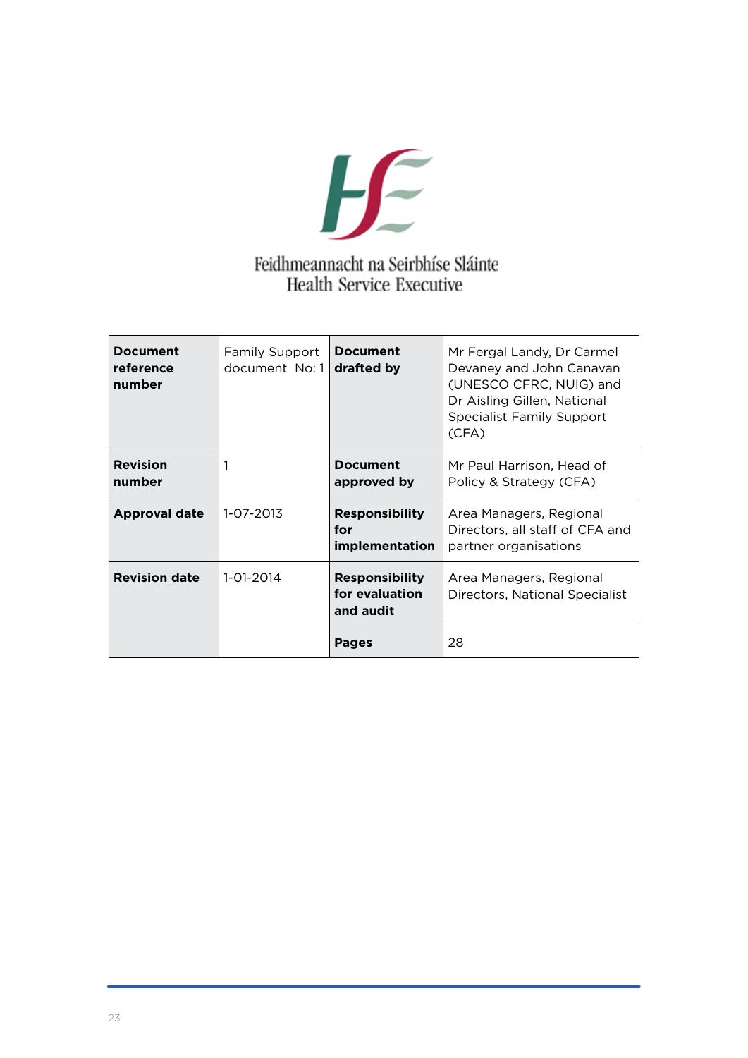Feidhmeannacht na Seirbhíse Sláinte
Health Service Executive

| **Document reference number** | Family Support document No: 1 | **Document drafted by** | Mr Fergal Landy, Dr Carmel Devaney and John Canavan (UNESCO CFRC, NUIG) and Dr Aisling Gillen, National Specialist Family Support (CFA) |
|---|---|---|---|
| **Revision number** | 1 | **Document approved by** | Mr Paul Harrison, Head of Policy & Strategy (CFA) |
| **Approval date** | 1-07-2013 | **Responsibility for implementation** | Area Managers, Regional Directors, all staff of CFA and partner organisations |
| **Revision date** | 1-01-2014 | **Responsibility for evaluation and audit** | Area Managers, Regional Directors, National Specialist |
| | | **Pages** | 28 |